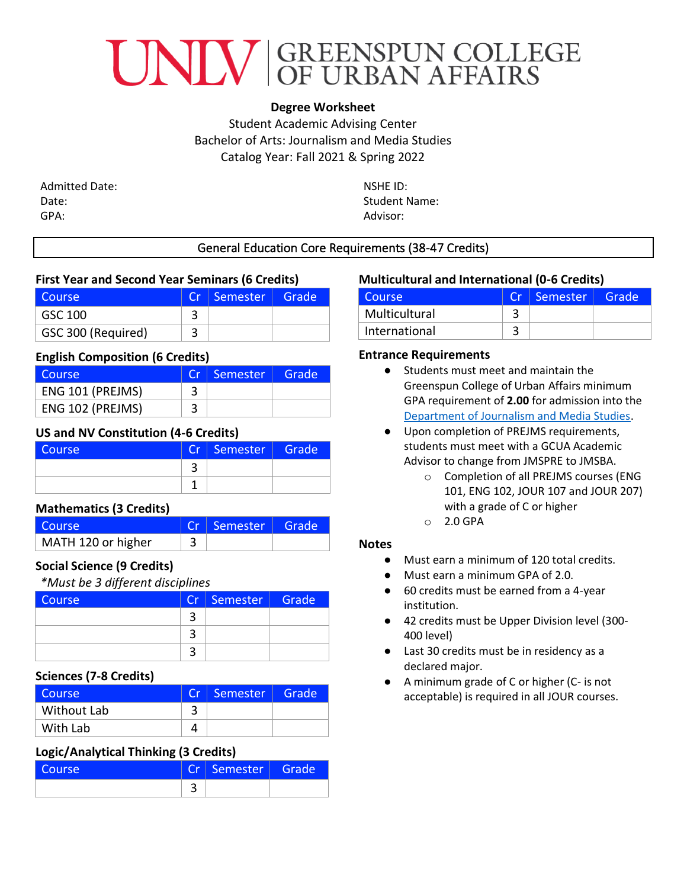# UNLV | GREENSPUN COLLEGE OF URBAN AFFAIRS

**Degree Worksheet**

Student Academic Advising Center

Bachelor of Arts: Journalism and Media Studies

Catalog Year: Fall 2021 & Spring 2022

Admitted Date:
Date:
GPA:

NSHE ID:
Student Name:
Advisor:

## General Education Core Requirements (38-47 Credits)

### First Year and Second Year Seminars (6 Credits)

| Course | Cr | Semester | Grade |
|---|---|---|---|
| GSC 100 | 3 | | |
| GSC 300 (Required) | 3 | | |

### English Composition (6 Credits)

| Course | Cr | Semester | Grade |
|---|---|---|---|
| ENG 101 (PREJMS) | 3 | | |
| ENG 102 (PREJMS) | 3 | | |

### US and NV Constitution (4-6 Credits)

| Course | Cr | Semester | Grade |
|---|---|---|---|
| | 3 | | |
| | 1 | | |

### Mathematics (3 Credits)

| Course | Cr | Semester | Grade |
|---|---|---|---|
| MATH 120 or higher | 3 | | |

### Social Science (9 Credits)

*\*Must be 3 different disciplines*

| Course | Cr | Semester | Grade |
|---|---|---|---|
| | 3 | | |
| | 3 | | |
| | 3 | | |

### Sciences (7-8 Credits)

| Course | Cr | Semester | Grade |
|---|---|---|---|
| Without Lab | 3 | | |
| With Lab | 4 | | |

### Logic/Analytical Thinking (3 Credits)

| Course | Cr | Semester | Grade |
|---|---|---|---|
| | 3 | | |

### Multicultural and International (0-6 Credits)

| Course | Cr | Semester | Grade |
|---|---|---|---|
| Multicultural | 3 | | |
| International | 3 | | |

### Entrance Requirements

- Students must meet and maintain the Greenspun College of Urban Affairs minimum GPA requirement of **2.00** for admission into the Department of Journalism and Media Studies.
- Upon completion of PREJMS requirements, students must meet with a GCUA Academic Advisor to change from JMSPRE to JMSBA.
  - Completion of all PREJMS courses (ENG 101, ENG 102, JOUR 107 and JOUR 207) with a grade of C or higher
  - 2.0 GPA

### Notes

- Must earn a minimum of 120 total credits.
- Must earn a minimum GPA of 2.0.
- 60 credits must be earned from a 4-year institution.
- 42 credits must be Upper Division level (300-400 level)
- Last 30 credits must be in residency as a declared major.
- A minimum grade of C or higher (C- is not acceptable) is required in all JOUR courses.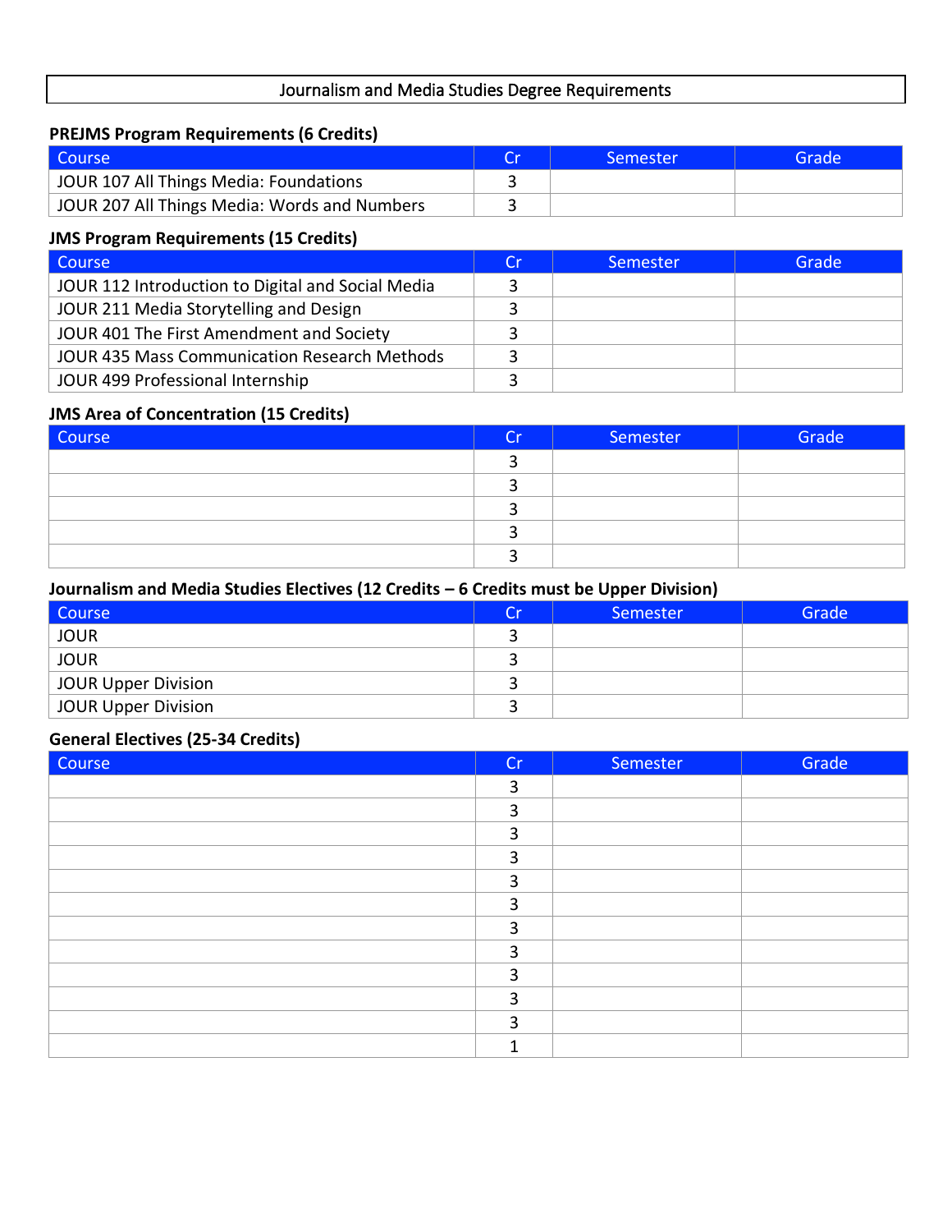# Journalism and Media Studies Degree Requirements

## PREJMS Program Requirements (6 Credits)

| Course | Cr | Semester | Grade |
|---|---|---|---|
| JOUR 107 All Things Media: Foundations | 3 | | |
| JOUR 207 All Things Media: Words and Numbers | 3 | | |

## JMS Program Requirements (15 Credits)

| Course | Cr | Semester | Grade |
|---|---|---|---|
| JOUR 112 Introduction to Digital and Social Media | 3 | | |
| JOUR 211 Media Storytelling and Design | 3 | | |
| JOUR 401 The First Amendment and Society | 3 | | |
| JOUR 435 Mass Communication Research Methods | 3 | | |
| JOUR 499 Professional Internship | 3 | | |

## JMS Area of Concentration (15 Credits)

| Course | Cr | Semester | Grade |
|---|---|---|---|
| | 3 | | |
| | 3 | | |
| | 3 | | |
| | 3 | | |
| | 3 | | |

## Journalism and Media Studies Electives (12 Credits – 6 Credits must be Upper Division)

| Course | Cr | Semester | Grade |
|---|---|---|---|
| JOUR | 3 | | |
| JOUR | 3 | | |
| JOUR Upper Division | 3 | | |
| JOUR Upper Division | 3 | | |

## General Electives (25-34 Credits)

| Course | Cr | Semester | Grade |
|---|---|---|---|
| | 3 | | |
| | 3 | | |
| | 3 | | |
| | 3 | | |
| | 3 | | |
| | 3 | | |
| | 3 | | |
| | 3 | | |
| | 3 | | |
| | 3 | | |
| | 3 | | |
| | 1 | | |